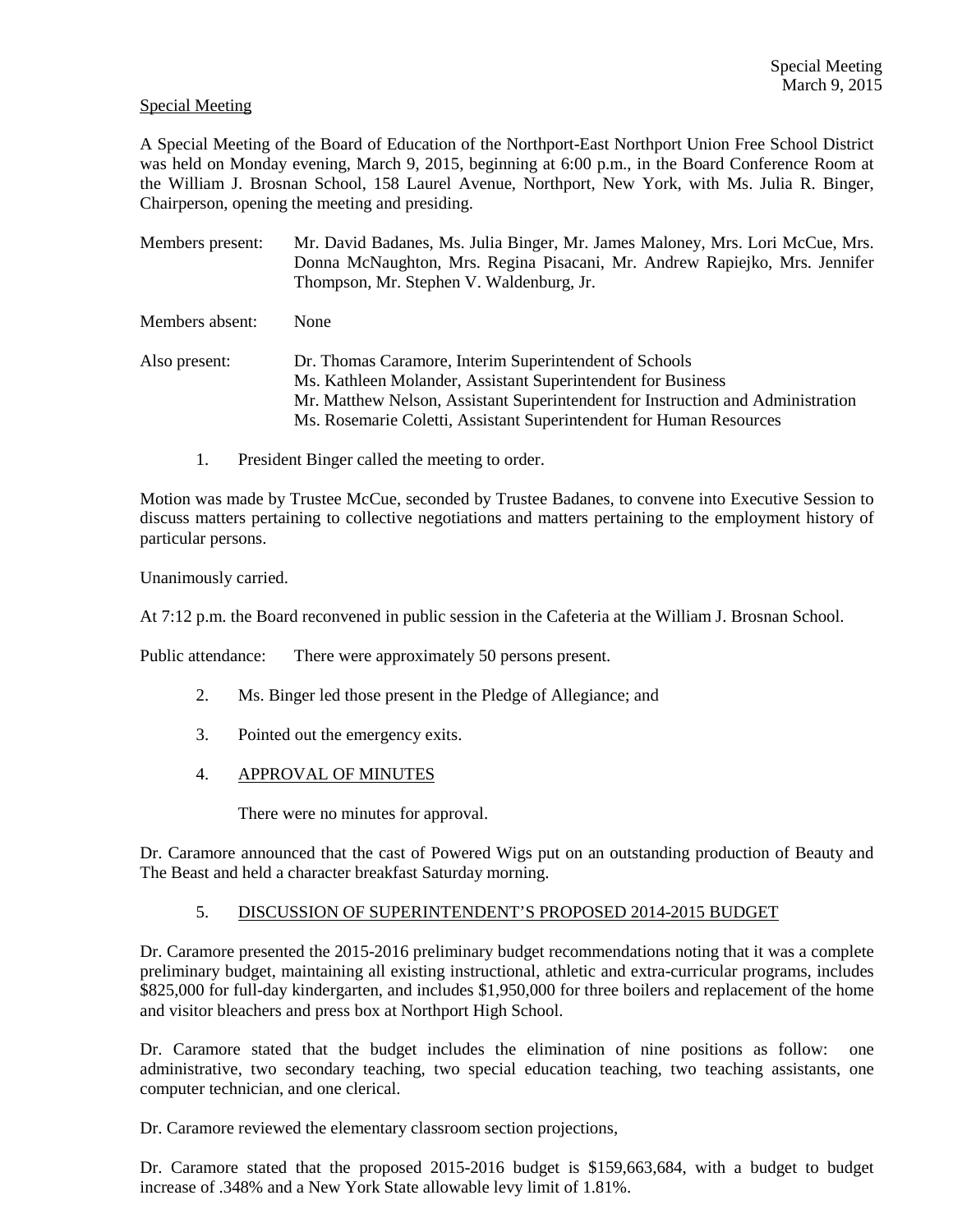Special Meeting

A Special Meeting of the Board of Education of the Northport-East Northport Union Free School District was held on Monday evening, March 9, 2015, beginning at 6:00 p.m., in the Board Conference Room at the William J. Brosnan School, 158 Laurel Avenue, Northport, New York, with Ms. Julia R. Binger, Chairperson, opening the meeting and presiding.

Members present: Mr. David Badanes, Ms. Julia Binger, Mr. James Maloney, Mrs. Lori McCue, Mrs. Donna McNaughton, Mrs. Regina Pisacani, Mr. Andrew Rapiejko, Mrs. Jennifer Thompson, Mr. Stephen V. Waldenburg, Jr.

Members absent: None

Also present: Dr. Thomas Caramore, Interim Superintendent of Schools
Ms. Kathleen Molander, Assistant Superintendent for Business
Mr. Matthew Nelson, Assistant Superintendent for Instruction and Administration
Ms. Rosemarie Coletti, Assistant Superintendent for Human Resources

1. President Binger called the meeting to order.

Motion was made by Trustee McCue, seconded by Trustee Badanes, to convene into Executive Session to discuss matters pertaining to collective negotiations and matters pertaining to the employment history of particular persons.

Unanimously carried.

At 7:12 p.m. the Board reconvened in public session in the Cafeteria at the William J. Brosnan School.

Public attendance: There were approximately 50 persons present.

2. Ms. Binger led those present in the Pledge of Allegiance; and

3. Pointed out the emergency exits.

4. APPROVAL OF MINUTES

   There were no minutes for approval.

Dr. Caramore announced that the cast of Powered Wigs put on an outstanding production of Beauty and The Beast and held a character breakfast Saturday morning.

5. DISCUSSION OF SUPERINTENDENT'S PROPOSED 2014-2015 BUDGET

Dr. Caramore presented the 2015-2016 preliminary budget recommendations noting that it was a complete preliminary budget, maintaining all existing instructional, athletic and extra-curricular programs, includes \$825,000 for full-day kindergarten, and includes \$1,950,000 for three boilers and replacement of the home and visitor bleachers and press box at Northport High School.

Dr. Caramore stated that the budget includes the elimination of nine positions as follow: one administrative, two secondary teaching, two special education teaching, two teaching assistants, one computer technician, and one clerical.

Dr. Caramore reviewed the elementary classroom section projections,

Dr. Caramore stated that the proposed 2015-2016 budget is \$159,663,684, with a budget to budget increase of .348% and a New York State allowable levy limit of 1.81%.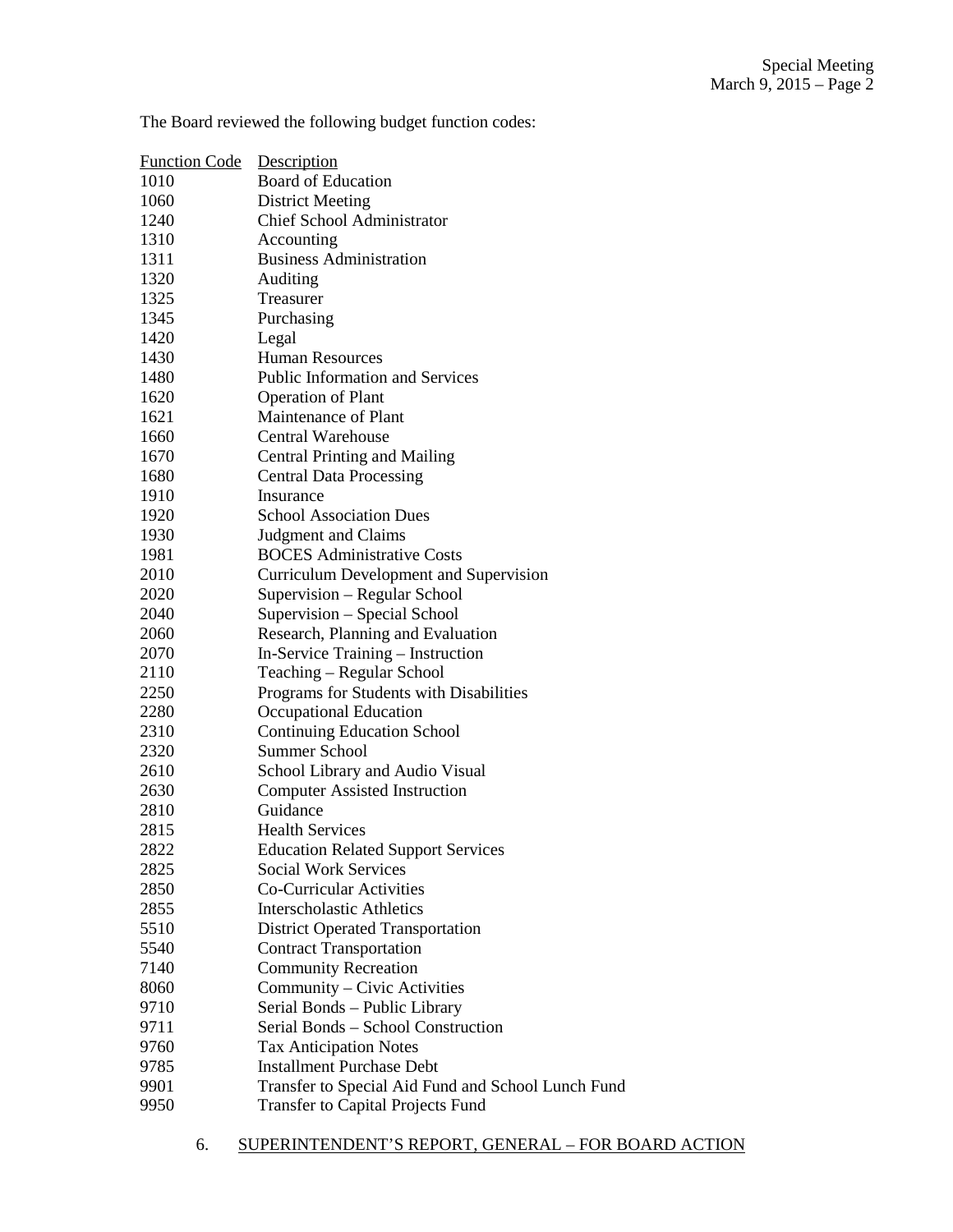The Board reviewed the following budget function codes:

| Function Code | Description |
|---|---|
| 1010 | Board of Education |
| 1060 | District Meeting |
| 1240 | Chief School Administrator |
| 1310 | Accounting |
| 1311 | Business Administration |
| 1320 | Auditing |
| 1325 | Treasurer |
| 1345 | Purchasing |
| 1420 | Legal |
| 1430 | Human Resources |
| 1480 | Public Information and Services |
| 1620 | Operation of Plant |
| 1621 | Maintenance of Plant |
| 1660 | Central Warehouse |
| 1670 | Central Printing and Mailing |
| 1680 | Central Data Processing |
| 1910 | Insurance |
| 1920 | School Association Dues |
| 1930 | Judgment and Claims |
| 1981 | BOCES Administrative Costs |
| 2010 | Curriculum Development and Supervision |
| 2020 | Supervision – Regular School |
| 2040 | Supervision – Special School |
| 2060 | Research, Planning and Evaluation |
| 2070 | In-Service Training – Instruction |
| 2110 | Teaching – Regular School |
| 2250 | Programs for Students with Disabilities |
| 2280 | Occupational Education |
| 2310 | Continuing Education School |
| 2320 | Summer School |
| 2610 | School Library and Audio Visual |
| 2630 | Computer Assisted Instruction |
| 2810 | Guidance |
| 2815 | Health Services |
| 2822 | Education Related Support Services |
| 2825 | Social Work Services |
| 2850 | Co-Curricular Activities |
| 2855 | Interscholastic Athletics |
| 5510 | District Operated Transportation |
| 5540 | Contract Transportation |
| 7140 | Community Recreation |
| 8060 | Community – Civic Activities |
| 9710 | Serial Bonds – Public Library |
| 9711 | Serial Bonds – School Construction |
| 9760 | Tax Anticipation Notes |
| 9785 | Installment Purchase Debt |
| 9901 | Transfer to Special Aid Fund and School Lunch Fund |
| 9950 | Transfer to Capital Projects Fund |

6. SUPERINTENDENT'S REPORT, GENERAL – FOR BOARD ACTION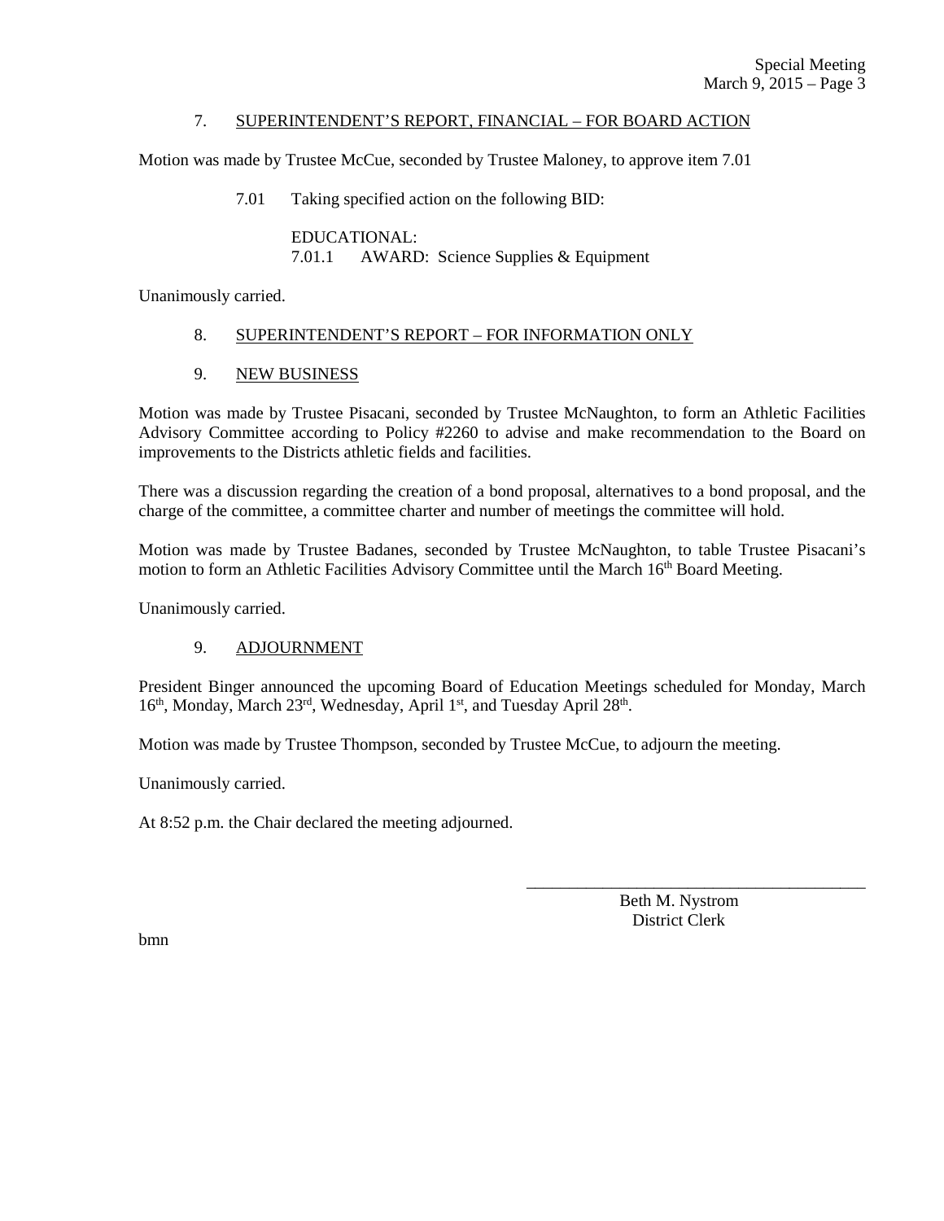## 7. SUPERINTENDENT'S REPORT, FINANCIAL – FOR BOARD ACTION

Motion was made by Trustee McCue, seconded by Trustee Maloney, to approve item 7.01

7.01 Taking specified action on the following BID:

EDUCATIONAL:
7.01.1 AWARD: Science Supplies & Equipment

Unanimously carried.

## 8. SUPERINTENDENT'S REPORT – FOR INFORMATION ONLY

## 9. NEW BUSINESS

Motion was made by Trustee Pisacani, seconded by Trustee McNaughton, to form an Athletic Facilities Advisory Committee according to Policy #2260 to advise and make recommendation to the Board on improvements to the Districts athletic fields and facilities.

There was a discussion regarding the creation of a bond proposal, alternatives to a bond proposal, and the charge of the committee, a committee charter and number of meetings the committee will hold.

Motion was made by Trustee Badanes, seconded by Trustee McNaughton, to table Trustee Pisacani's motion to form an Athletic Facilities Advisory Committee until the March 16th Board Meeting.

Unanimously carried.

## 9. ADJOURNMENT

President Binger announced the upcoming Board of Education Meetings scheduled for Monday, March 16th, Monday, March 23rd, Wednesday, April 1st, and Tuesday April 28th.

Motion was made by Trustee Thompson, seconded by Trustee McCue, to adjourn the meeting.

Unanimously carried.

At 8:52 p.m. the Chair declared the meeting adjourned.

\_\_\_\_\_\_\_\_\_\_\_\_\_\_\_\_\_\_\_\_\_\_\_\_\_\_\_\_\_\_\_\_\_\_\_\_\_\_\_\_

Beth M. Nystrom
District Clerk

bmn